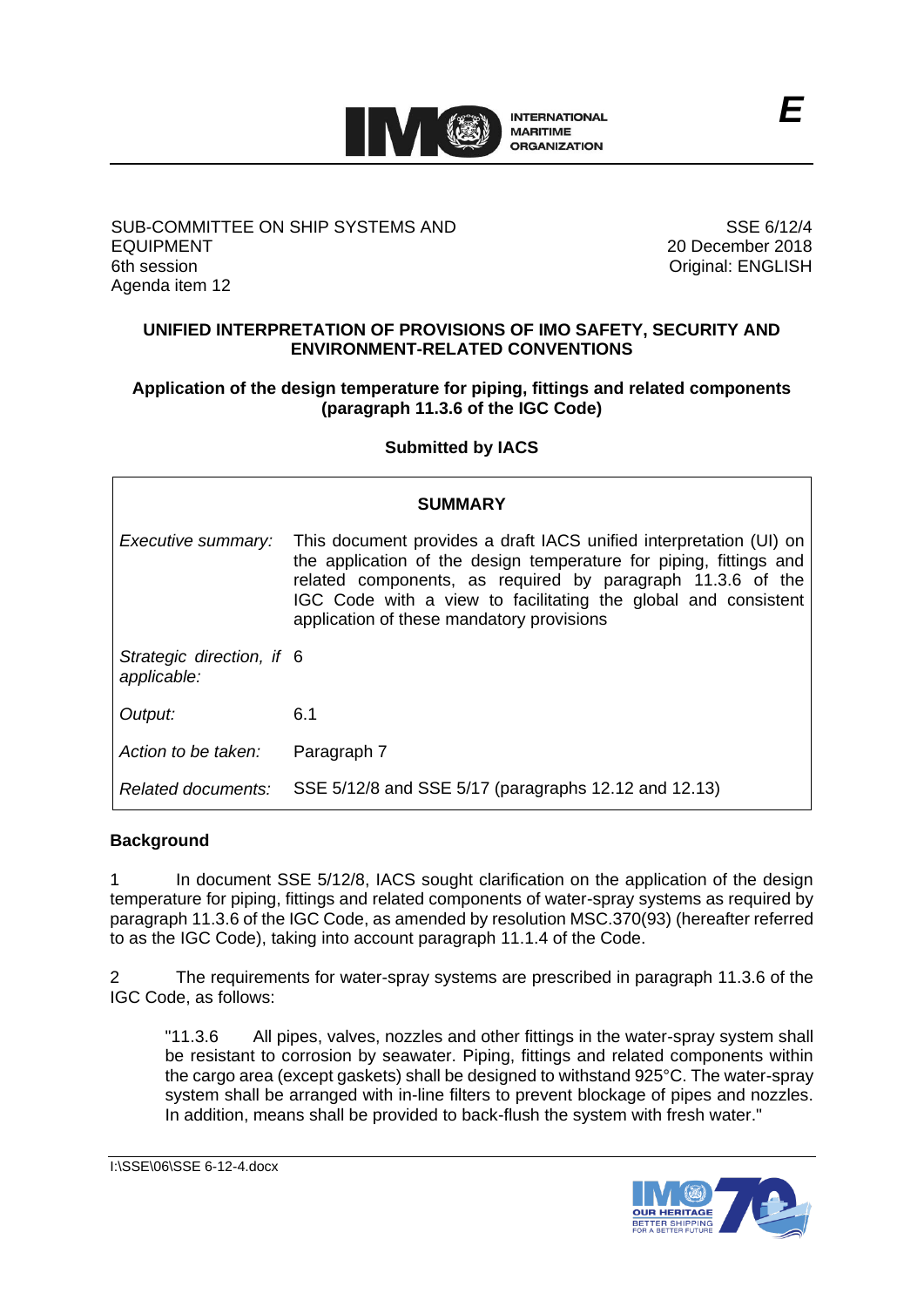**E**

SUB-COMMITTEE ON SHIP SYSTEMS AND EQUIPMENT
6th session
Agenda item 12

SSE 6/12/4
20 December 2018
Original: ENGLISH

## UNIFIED INTERPRETATION OF PROVISIONS OF IMO SAFETY, SECURITY AND ENVIRONMENT-RELATED CONVENTIONS

### Application of the design temperature for piping, fittings and related components (paragraph 11.3.6 of the IGC Code)

**Submitted by IACS**

| **SUMMARY** | |
|---|---|
| *Executive summary:* | This document provides a draft IACS unified interpretation (UI) on the application of the design temperature for piping, fittings and related components, as required by paragraph 11.3.6 of the IGC Code with a view to facilitating the global and consistent application of these mandatory provisions |
| *Strategic direction, if applicable:* | 6 |
| *Output:* | 6.1 |
| *Action to be taken:* | Paragraph 7 |
| *Related documents:* | SSE 5/12/8 and SSE 5/17 (paragraphs 12.12 and 12.13) |

**Background**

1 In document SSE 5/12/8, IACS sought clarification on the application of the design temperature for piping, fittings and related components of water-spray systems as required by paragraph 11.3.6 of the IGC Code, as amended by resolution MSC.370(93) (hereafter referred to as the IGC Code), taking into account paragraph 11.1.4 of the Code.

2 The requirements for water-spray systems are prescribed in paragraph 11.3.6 of the IGC Code, as follows:

> "11.3.6 All pipes, valves, nozzles and other fittings in the water-spray system shall be resistant to corrosion by seawater. Piping, fittings and related components within the cargo area (except gaskets) shall be designed to withstand 925°C. The water-spray system shall be arranged with in-line filters to prevent blockage of pipes and nozzles. In addition, means shall be provided to back-flush the system with fresh water."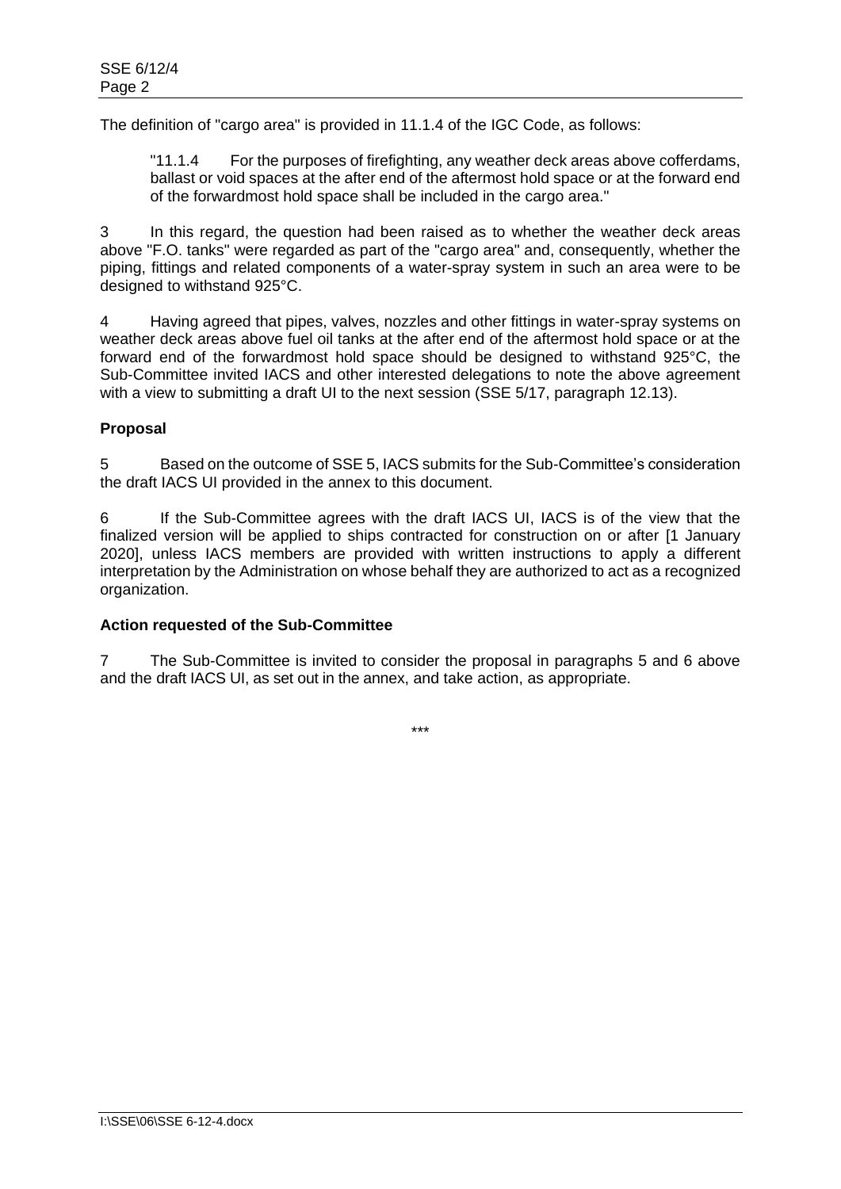The definition of "cargo area" is provided in 11.1.4 of the IGC Code, as follows:

> "11.1.4 For the purposes of firefighting, any weather deck areas above cofferdams, ballast or void spaces at the after end of the aftermost hold space or at the forward end of the forwardmost hold space shall be included in the cargo area."

3 In this regard, the question had been raised as to whether the weather deck areas above "F.O. tanks" were regarded as part of the "cargo area" and, consequently, whether the piping, fittings and related components of a water-spray system in such an area were to be designed to withstand 925°C.

4 Having agreed that pipes, valves, nozzles and other fittings in water-spray systems on weather deck areas above fuel oil tanks at the after end of the aftermost hold space or at the forward end of the forwardmost hold space should be designed to withstand 925°C, the Sub-Committee invited IACS and other interested delegations to note the above agreement with a view to submitting a draft UI to the next session (SSE 5/17, paragraph 12.13).

**Proposal**

5 Based on the outcome of SSE 5, IACS submits for the Sub-Committee's consideration the draft IACS UI provided in the annex to this document.

6 If the Sub-Committee agrees with the draft IACS UI, IACS is of the view that the finalized version will be applied to ships contracted for construction on or after [1 January 2020], unless IACS members are provided with written instructions to apply a different interpretation by the Administration on whose behalf they are authorized to act as a recognized organization.

**Action requested of the Sub-Committee**

7 The Sub-Committee is invited to consider the proposal in paragraphs 5 and 6 above and the draft IACS UI, as set out in the annex, and take action, as appropriate.

\*\*\*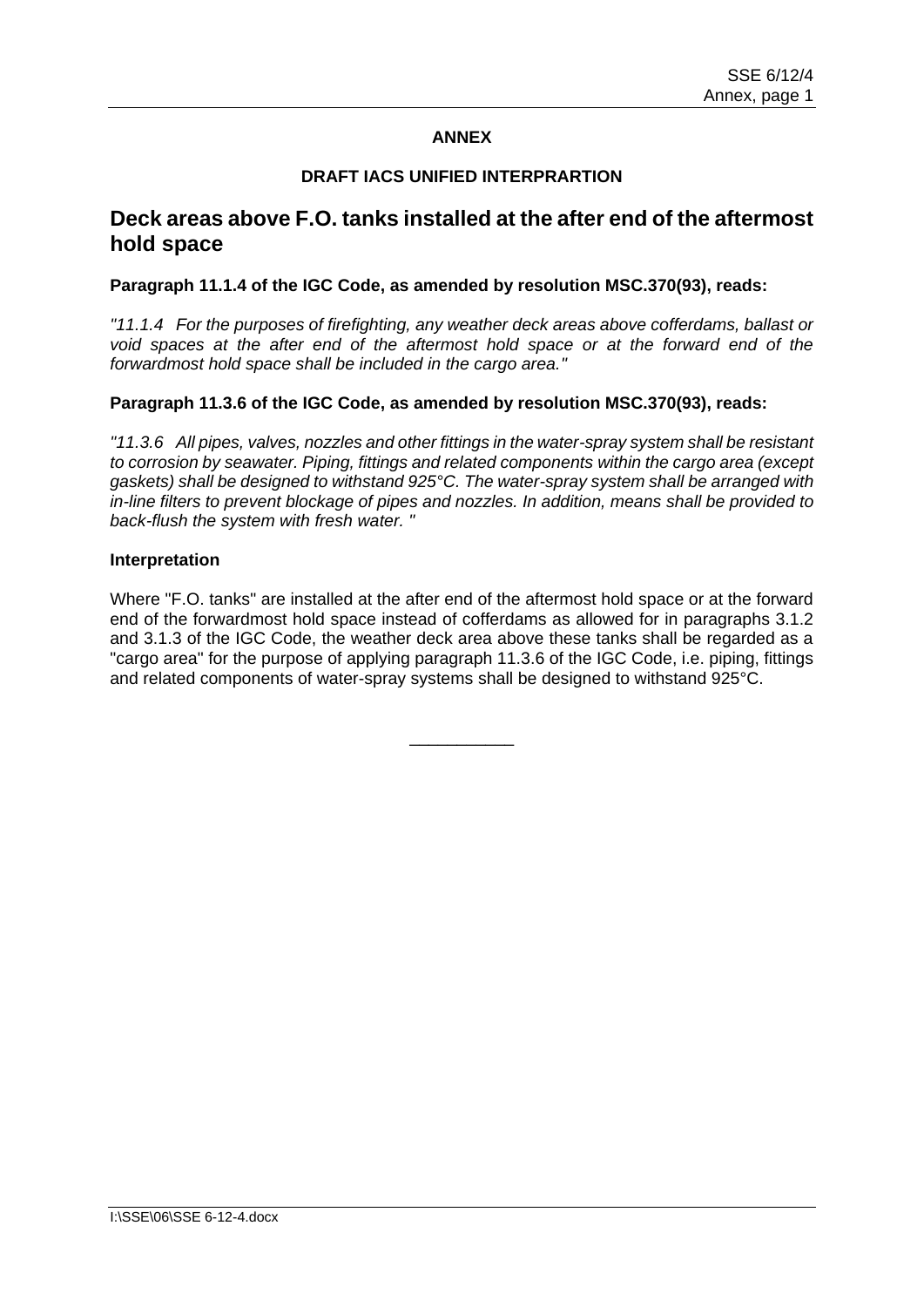**ANNEX**

**DRAFT IACS UNIFIED INTERPRARTION**

## Deck areas above F.O. tanks installed at the after end of the aftermost hold space

**Paragraph 11.1.4 of the IGC Code, as amended by resolution MSC.370(93), reads:**

*"11.1.4 For the purposes of firefighting, any weather deck areas above cofferdams, ballast or void spaces at the after end of the aftermost hold space or at the forward end of the forwardmost hold space shall be included in the cargo area."*

**Paragraph 11.3.6 of the IGC Code, as amended by resolution MSC.370(93), reads:**

*"11.3.6 All pipes, valves, nozzles and other fittings in the water-spray system shall be resistant to corrosion by seawater. Piping, fittings and related components within the cargo area (except gaskets) shall be designed to withstand 925°C. The water-spray system shall be arranged with in-line filters to prevent blockage of pipes and nozzles. In addition, means shall be provided to back-flush the system with fresh water. "*

**Interpretation**

Where "F.O. tanks" are installed at the after end of the aftermost hold space or at the forward end of the forwardmost hold space instead of cofferdams as allowed for in paragraphs 3.1.2 and 3.1.3 of the IGC Code, the weather deck area above these tanks shall be regarded as a "cargo area" for the purpose of applying paragraph 11.3.6 of the IGC Code, i.e. piping, fittings and related components of water-spray systems shall be designed to withstand 925°C.

___________